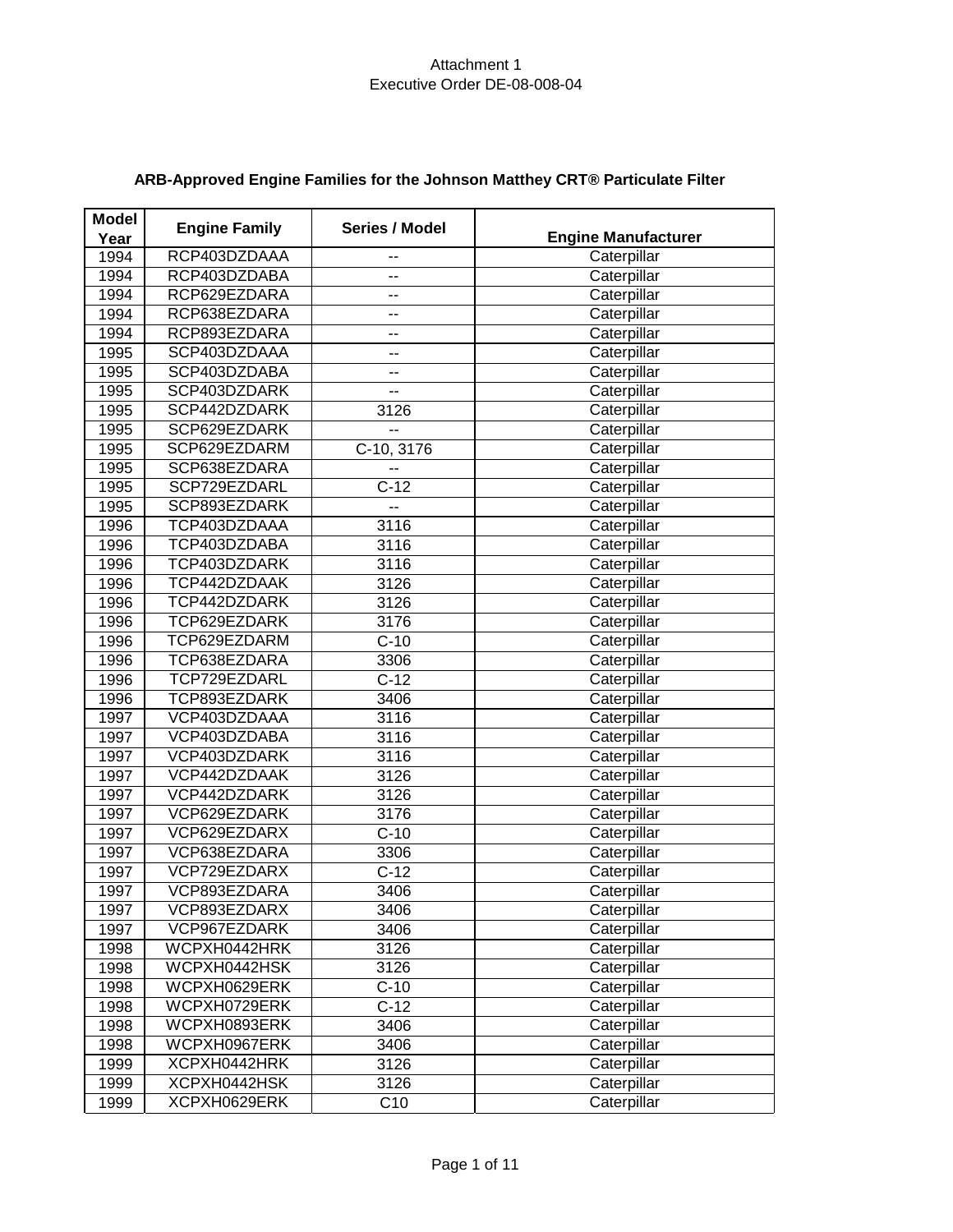Attachment 1
Executive Order DE-08-008-04

## ARB-Approved Engine Families for the Johnson Matthey CRT® Particulate Filter

| Model Year | Engine Family | Series / Model | Engine Manufacturer |
|---|---|---|---|
| 1994 | RCP403DZDAAA | -- | Caterpillar |
| 1994 | RCP403DZDABA | -- | Caterpillar |
| 1994 | RCP629EZDARA | -- | Caterpillar |
| 1994 | RCP638EZDARA | -- | Caterpillar |
| 1994 | RCP893EZDARA | -- | Caterpillar |
| 1995 | SCP403DZDAAA | -- | Caterpillar |
| 1995 | SCP403DZDABA | -- | Caterpillar |
| 1995 | SCP403DZDARK | -- | Caterpillar |
| 1995 | SCP442DZDARK | 3126 | Caterpillar |
| 1995 | SCP629EZDARK | -- | Caterpillar |
| 1995 | SCP629EZDARM | C-10, 3176 | Caterpillar |
| 1995 | SCP638EZDARA | -- | Caterpillar |
| 1995 | SCP729EZDARL | C-12 | Caterpillar |
| 1995 | SCP893EZDARK | -- | Caterpillar |
| 1996 | TCP403DZDAAA | 3116 | Caterpillar |
| 1996 | TCP403DZDABA | 3116 | Caterpillar |
| 1996 | TCP403DZDARK | 3116 | Caterpillar |
| 1996 | TCP442DZDAAK | 3126 | Caterpillar |
| 1996 | TCP442DZDARK | 3126 | Caterpillar |
| 1996 | TCP629EZDARK | 3176 | Caterpillar |
| 1996 | TCP629EZDARM | C-10 | Caterpillar |
| 1996 | TCP638EZDARA | 3306 | Caterpillar |
| 1996 | TCP729EZDARL | C-12 | Caterpillar |
| 1996 | TCP893EZDARK | 3406 | Caterpillar |
| 1997 | VCP403DZDAAA | 3116 | Caterpillar |
| 1997 | VCP403DZDABA | 3116 | Caterpillar |
| 1997 | VCP403DZDARK | 3116 | Caterpillar |
| 1997 | VCP442DZDAAK | 3126 | Caterpillar |
| 1997 | VCP442DZDARK | 3126 | Caterpillar |
| 1997 | VCP629EZDARK | 3176 | Caterpillar |
| 1997 | VCP629EZDARX | C-10 | Caterpillar |
| 1997 | VCP638EZDARA | 3306 | Caterpillar |
| 1997 | VCP729EZDARX | C-12 | Caterpillar |
| 1997 | VCP893EZDARA | 3406 | Caterpillar |
| 1997 | VCP893EZDARX | 3406 | Caterpillar |
| 1997 | VCP967EZDARK | 3406 | Caterpillar |
| 1998 | WCPXH0442HRK | 3126 | Caterpillar |
| 1998 | WCPXH0442HSK | 3126 | Caterpillar |
| 1998 | WCPXH0629ERK | C-10 | Caterpillar |
| 1998 | WCPXH0729ERK | C-12 | Caterpillar |
| 1998 | WCPXH0893ERK | 3406 | Caterpillar |
| 1998 | WCPXH0967ERK | 3406 | Caterpillar |
| 1999 | XCPXH0442HRK | 3126 | Caterpillar |
| 1999 | XCPXH0442HSK | 3126 | Caterpillar |
| 1999 | XCPXH0629ERK | C10 | Caterpillar |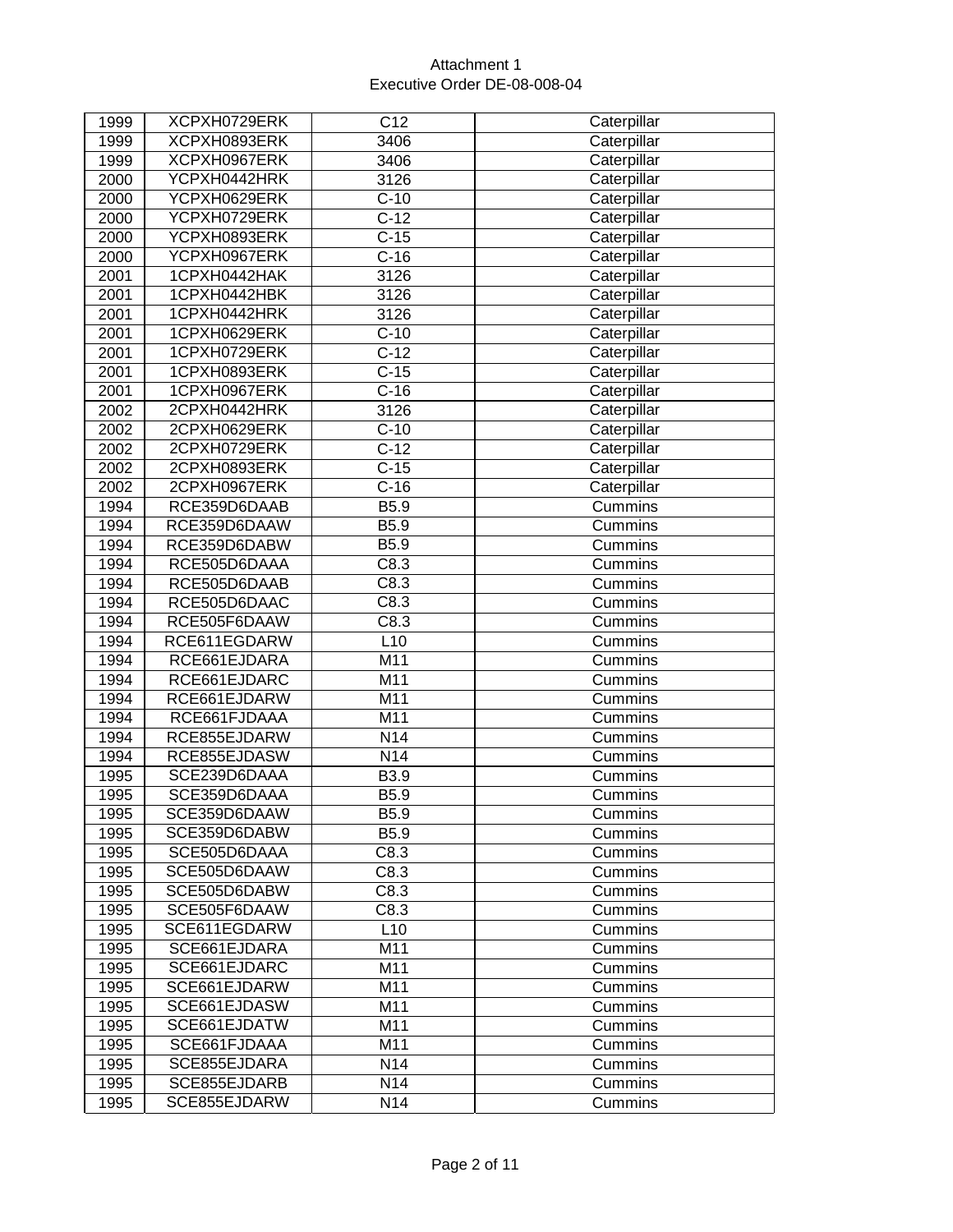| 1999 | XCPXH0729ERK | C12 | Caterpillar |
|---|---|---|---|
| 1999 | XCPXH0893ERK | 3406 | Caterpillar |
| 1999 | XCPXH0967ERK | 3406 | Caterpillar |
| 2000 | YCPXH0442HRK | 3126 | Caterpillar |
| 2000 | YCPXH0629ERK | C-10 | Caterpillar |
| 2000 | YCPXH0729ERK | C-12 | Caterpillar |
| 2000 | YCPXH0893ERK | C-15 | Caterpillar |
| 2000 | YCPXH0967ERK | C-16 | Caterpillar |
| 2001 | 1CPXH0442HAK | 3126 | Caterpillar |
| 2001 | 1CPXH0442HBK | 3126 | Caterpillar |
| 2001 | 1CPXH0442HRK | 3126 | Caterpillar |
| 2001 | 1CPXH0629ERK | C-10 | Caterpillar |
| 2001 | 1CPXH0729ERK | C-12 | Caterpillar |
| 2001 | 1CPXH0893ERK | C-15 | Caterpillar |
| 2001 | 1CPXH0967ERK | C-16 | Caterpillar |
| 2002 | 2CPXH0442HRK | 3126 | Caterpillar |
| 2002 | 2CPXH0629ERK | C-10 | Caterpillar |
| 2002 | 2CPXH0729ERK | C-12 | Caterpillar |
| 2002 | 2CPXH0893ERK | C-15 | Caterpillar |
| 2002 | 2CPXH0967ERK | C-16 | Caterpillar |
| 1994 | RCE359D6DAAB | B5.9 | Cummins |
| 1994 | RCE359D6DAAW | B5.9 | Cummins |
| 1994 | RCE359D6DABW | B5.9 | Cummins |
| 1994 | RCE505D6DAAA | C8.3 | Cummins |
| 1994 | RCE505D6DAAB | C8.3 | Cummins |
| 1994 | RCE505D6DAAC | C8.3 | Cummins |
| 1994 | RCE505F6DAAW | C8.3 | Cummins |
| 1994 | RCE611EGDARW | L10 | Cummins |
| 1994 | RCE661EJDARA | M11 | Cummins |
| 1994 | RCE661EJDARC | M11 | Cummins |
| 1994 | RCE661EJDARW | M11 | Cummins |
| 1994 | RCE661FJDAAA | M11 | Cummins |
| 1994 | RCE855EJDARW | N14 | Cummins |
| 1994 | RCE855EJDASW | N14 | Cummins |
| 1995 | SCE239D6DAAA | B3.9 | Cummins |
| 1995 | SCE359D6DAAA | B5.9 | Cummins |
| 1995 | SCE359D6DAAW | B5.9 | Cummins |
| 1995 | SCE359D6DABW | B5.9 | Cummins |
| 1995 | SCE505D6DAAA | C8.3 | Cummins |
| 1995 | SCE505D6DAAW | C8.3 | Cummins |
| 1995 | SCE505D6DABW | C8.3 | Cummins |
| 1995 | SCE505F6DAAW | C8.3 | Cummins |
| 1995 | SCE611EGDARW | L10 | Cummins |
| 1995 | SCE661EJDARA | M11 | Cummins |
| 1995 | SCE661EJDARC | M11 | Cummins |
| 1995 | SCE661EJDARW | M11 | Cummins |
| 1995 | SCE661EJDASW | M11 | Cummins |
| 1995 | SCE661EJDATW | M11 | Cummins |
| 1995 | SCE661FJDAAA | M11 | Cummins |
| 1995 | SCE855EJDARA | N14 | Cummins |
| 1995 | SCE855EJDARB | N14 | Cummins |
| 1995 | SCE855EJDARW | N14 | Cummins |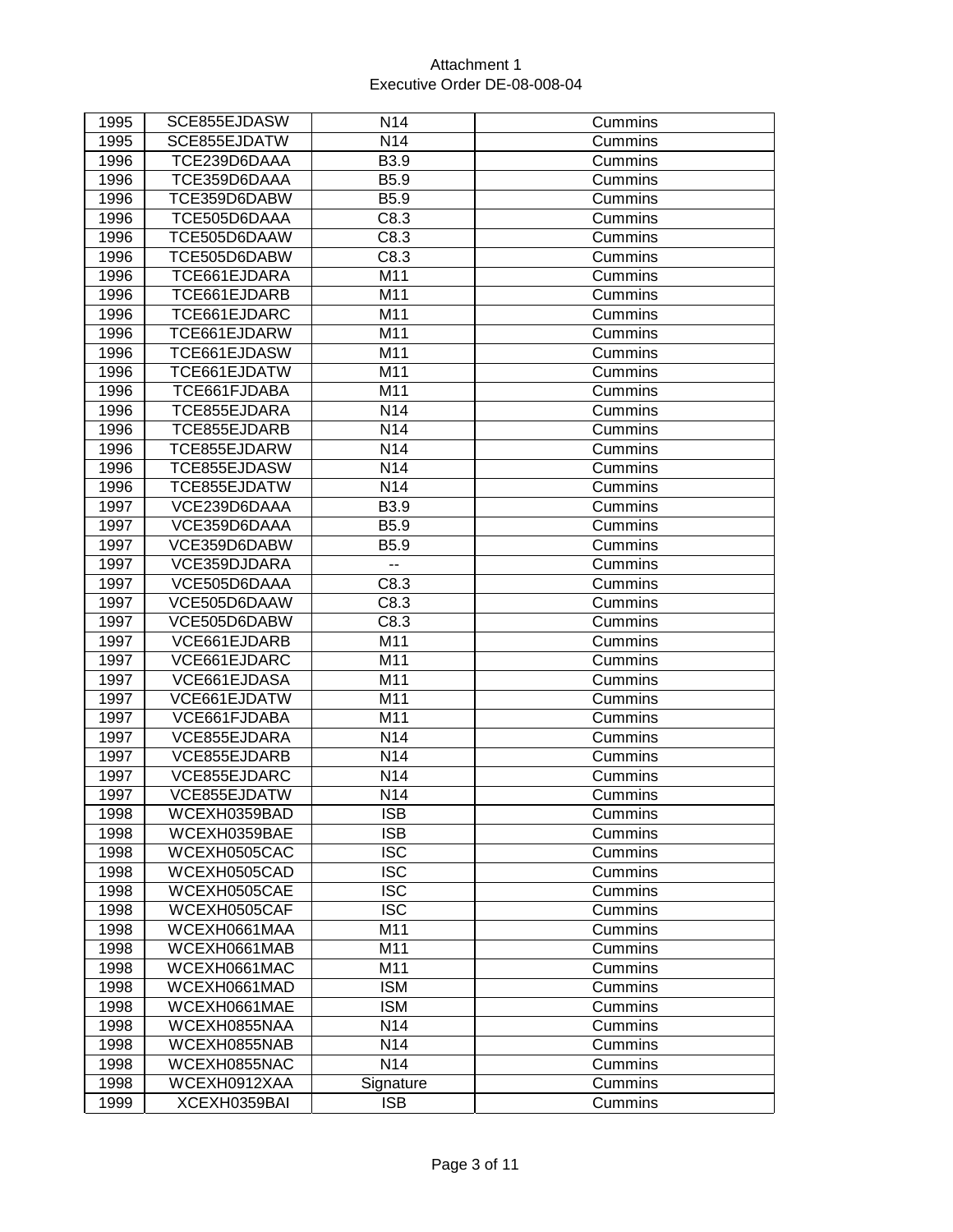Attachment 1
Executive Order DE-08-008-04

| 1995 | SCE855EJDASW | N14 | Cummins |
|---|---|---|---|
| 1995 | SCE855EJDATW | N14 | Cummins |
| 1996 | TCE239D6DAAA | B3.9 | Cummins |
| 1996 | TCE359D6DAAA | B5.9 | Cummins |
| 1996 | TCE359D6DABW | B5.9 | Cummins |
| 1996 | TCE505D6DAAA | C8.3 | Cummins |
| 1996 | TCE505D6DAAW | C8.3 | Cummins |
| 1996 | TCE505D6DABW | C8.3 | Cummins |
| 1996 | TCE661EJDARA | M11 | Cummins |
| 1996 | TCE661EJDARB | M11 | Cummins |
| 1996 | TCE661EJDARC | M11 | Cummins |
| 1996 | TCE661EJDARW | M11 | Cummins |
| 1996 | TCE661EJDASW | M11 | Cummins |
| 1996 | TCE661EJDATW | M11 | Cummins |
| 1996 | TCE661FJDABA | M11 | Cummins |
| 1996 | TCE855EJDARA | N14 | Cummins |
| 1996 | TCE855EJDARB | N14 | Cummins |
| 1996 | TCE855EJDARW | N14 | Cummins |
| 1996 | TCE855EJDASW | N14 | Cummins |
| 1996 | TCE855EJDATW | N14 | Cummins |
| 1997 | VCE239D6DAAA | B3.9 | Cummins |
| 1997 | VCE359D6DAAA | B5.9 | Cummins |
| 1997 | VCE359D6DABW | B5.9 | Cummins |
| 1997 | VCE359DJDARA | -- | Cummins |
| 1997 | VCE505D6DAAA | C8.3 | Cummins |
| 1997 | VCE505D6DAAW | C8.3 | Cummins |
| 1997 | VCE505D6DABW | C8.3 | Cummins |
| 1997 | VCE661EJDARB | M11 | Cummins |
| 1997 | VCE661EJDARC | M11 | Cummins |
| 1997 | VCE661EJDASA | M11 | Cummins |
| 1997 | VCE661EJDATW | M11 | Cummins |
| 1997 | VCE661FJDABA | M11 | Cummins |
| 1997 | VCE855EJDARA | N14 | Cummins |
| 1997 | VCE855EJDARB | N14 | Cummins |
| 1997 | VCE855EJDARC | N14 | Cummins |
| 1997 | VCE855EJDATW | N14 | Cummins |
| 1998 | WCEXH0359BAD | ISB | Cummins |
| 1998 | WCEXH0359BAE | ISB | Cummins |
| 1998 | WCEXH0505CAC | ISC | Cummins |
| 1998 | WCEXH0505CAD | ISC | Cummins |
| 1998 | WCEXH0505CAE | ISC | Cummins |
| 1998 | WCEXH0505CAF | ISC | Cummins |
| 1998 | WCEXH0661MAA | M11 | Cummins |
| 1998 | WCEXH0661MAB | M11 | Cummins |
| 1998 | WCEXH0661MAC | M11 | Cummins |
| 1998 | WCEXH0661MAD | ISM | Cummins |
| 1998 | WCEXH0661MAE | ISM | Cummins |
| 1998 | WCEXH0855NAA | N14 | Cummins |
| 1998 | WCEXH0855NAB | N14 | Cummins |
| 1998 | WCEXH0855NAC | N14 | Cummins |
| 1998 | WCEXH0912XAA | Signature | Cummins |
| 1999 | XCEXH0359BAI | ISB | Cummins |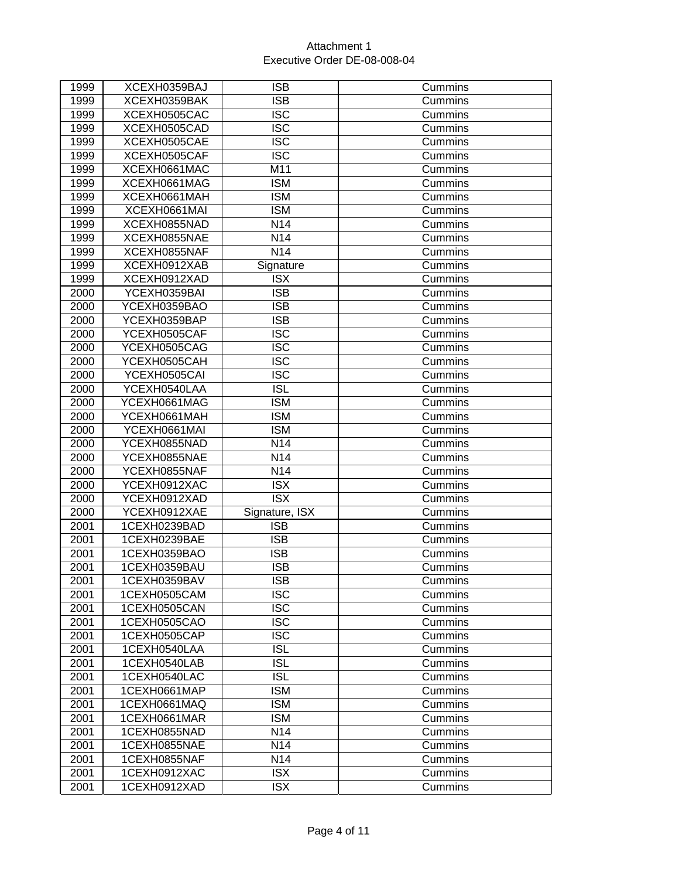| 1999 | XCEXH0359BAJ | ISB | Cummins |
|---|---|---|---|
| 1999 | XCEXH0359BAK | ISB | Cummins |
| 1999 | XCEXH0505CAC | ISC | Cummins |
| 1999 | XCEXH0505CAD | ISC | Cummins |
| 1999 | XCEXH0505CAE | ISC | Cummins |
| 1999 | XCEXH0505CAF | ISC | Cummins |
| 1999 | XCEXH0661MAC | M11 | Cummins |
| 1999 | XCEXH0661MAG | ISM | Cummins |
| 1999 | XCEXH0661MAH | ISM | Cummins |
| 1999 | XCEXH0661MAI | ISM | Cummins |
| 1999 | XCEXH0855NAD | N14 | Cummins |
| 1999 | XCEXH0855NAE | N14 | Cummins |
| 1999 | XCEXH0855NAF | N14 | Cummins |
| 1999 | XCEXH0912XAB | Signature | Cummins |
| 1999 | XCEXH0912XAD | ISX | Cummins |
| 2000 | YCEXH0359BAI | ISB | Cummins |
| 2000 | YCEXH0359BAO | ISB | Cummins |
| 2000 | YCEXH0359BAP | ISB | Cummins |
| 2000 | YCEXH0505CAF | ISC | Cummins |
| 2000 | YCEXH0505CAG | ISC | Cummins |
| 2000 | YCEXH0505CAH | ISC | Cummins |
| 2000 | YCEXH0505CAI | ISC | Cummins |
| 2000 | YCEXH0540LAA | ISL | Cummins |
| 2000 | YCEXH0661MAG | ISM | Cummins |
| 2000 | YCEXH0661MAH | ISM | Cummins |
| 2000 | YCEXH0661MAI | ISM | Cummins |
| 2000 | YCEXH0855NAD | N14 | Cummins |
| 2000 | YCEXH0855NAE | N14 | Cummins |
| 2000 | YCEXH0855NAF | N14 | Cummins |
| 2000 | YCEXH0912XAC | ISX | Cummins |
| 2000 | YCEXH0912XAD | ISX | Cummins |
| 2000 | YCEXH0912XAE | Signature, ISX | Cummins |
| 2001 | 1CEXH0239BAD | ISB | Cummins |
| 2001 | 1CEXH0239BAE | ISB | Cummins |
| 2001 | 1CEXH0359BAO | ISB | Cummins |
| 2001 | 1CEXH0359BAU | ISB | Cummins |
| 2001 | 1CEXH0359BAV | ISB | Cummins |
| 2001 | 1CEXH0505CAM | ISC | Cummins |
| 2001 | 1CEXH0505CAN | ISC | Cummins |
| 2001 | 1CEXH0505CAO | ISC | Cummins |
| 2001 | 1CEXH0505CAP | ISC | Cummins |
| 2001 | 1CEXH0540LAA | ISL | Cummins |
| 2001 | 1CEXH0540LAB | ISL | Cummins |
| 2001 | 1CEXH0540LAC | ISL | Cummins |
| 2001 | 1CEXH0661MAP | ISM | Cummins |
| 2001 | 1CEXH0661MAQ | ISM | Cummins |
| 2001 | 1CEXH0661MAR | ISM | Cummins |
| 2001 | 1CEXH0855NAD | N14 | Cummins |
| 2001 | 1CEXH0855NAE | N14 | Cummins |
| 2001 | 1CEXH0855NAF | N14 | Cummins |
| 2001 | 1CEXH0912XAC | ISX | Cummins |
| 2001 | 1CEXH0912XAD | ISX | Cummins |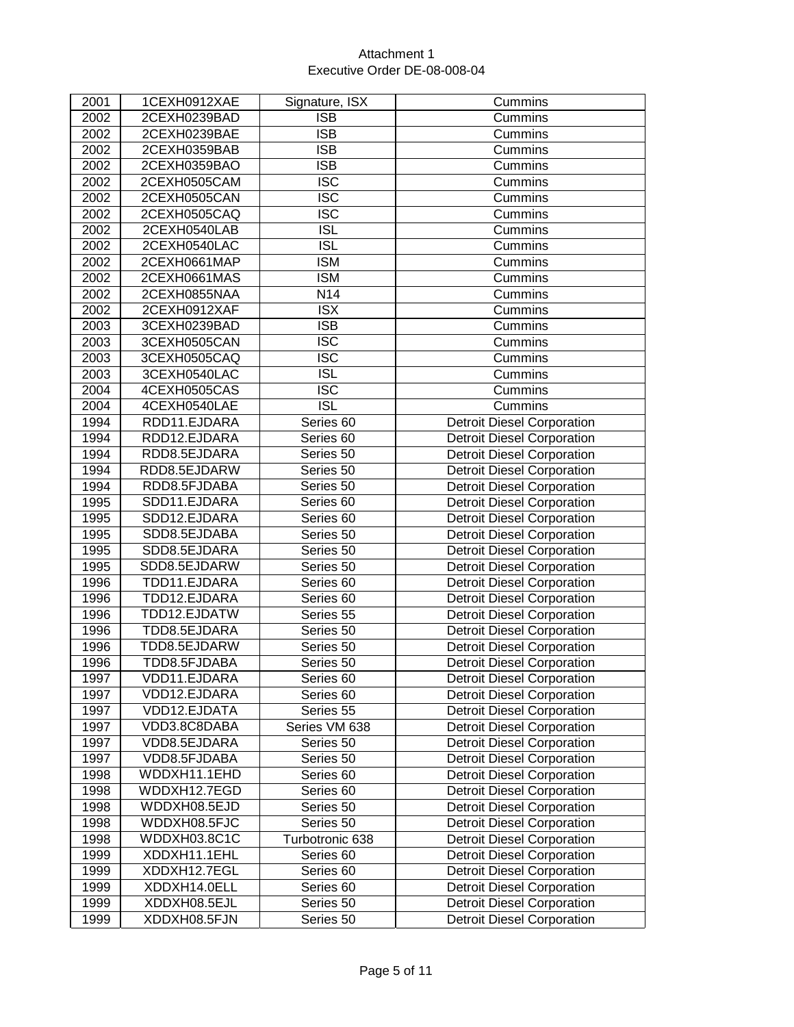Attachment 1
Executive Order DE-08-008-04

| 2001 | 1CEXH0912XAE | Signature, ISX | Cummins |
|---|---|---|---|
| 2002 | 2CEXH0239BAD | ISB | Cummins |
| 2002 | 2CEXH0239BAE | ISB | Cummins |
| 2002 | 2CEXH0359BAB | ISB | Cummins |
| 2002 | 2CEXH0359BAO | ISB | Cummins |
| 2002 | 2CEXH0505CAM | ISC | Cummins |
| 2002 | 2CEXH0505CAN | ISC | Cummins |
| 2002 | 2CEXH0505CAQ | ISC | Cummins |
| 2002 | 2CEXH0540LAB | ISL | Cummins |
| 2002 | 2CEXH0540LAC | ISL | Cummins |
| 2002 | 2CEXH0661MAP | ISM | Cummins |
| 2002 | 2CEXH0661MAS | ISM | Cummins |
| 2002 | 2CEXH0855NAA | N14 | Cummins |
| 2002 | 2CEXH0912XAF | ISX | Cummins |
| 2003 | 3CEXH0239BAD | ISB | Cummins |
| 2003 | 3CEXH0505CAN | ISC | Cummins |
| 2003 | 3CEXH0505CAQ | ISC | Cummins |
| 2003 | 3CEXH0540LAC | ISL | Cummins |
| 2004 | 4CEXH0505CAS | ISC | Cummins |
| 2004 | 4CEXH0540LAE | ISL | Cummins |
| 1994 | RDD11.EJDARA | Series 60 | Detroit Diesel Corporation |
| 1994 | RDD12.EJDARA | Series 60 | Detroit Diesel Corporation |
| 1994 | RDD8.5EJDARA | Series 50 | Detroit Diesel Corporation |
| 1994 | RDD8.5EJDARW | Series 50 | Detroit Diesel Corporation |
| 1994 | RDD8.5FJDABA | Series 50 | Detroit Diesel Corporation |
| 1995 | SDD11.EJDARA | Series 60 | Detroit Diesel Corporation |
| 1995 | SDD12.EJDARA | Series 60 | Detroit Diesel Corporation |
| 1995 | SDD8.5EJDABA | Series 50 | Detroit Diesel Corporation |
| 1995 | SDD8.5EJDARA | Series 50 | Detroit Diesel Corporation |
| 1995 | SDD8.5EJDARW | Series 50 | Detroit Diesel Corporation |
| 1996 | TDD11.EJDARA | Series 60 | Detroit Diesel Corporation |
| 1996 | TDD12.EJDARA | Series 60 | Detroit Diesel Corporation |
| 1996 | TDD12.EJDATW | Series 55 | Detroit Diesel Corporation |
| 1996 | TDD8.5EJDARA | Series 50 | Detroit Diesel Corporation |
| 1996 | TDD8.5EJDARW | Series 50 | Detroit Diesel Corporation |
| 1996 | TDD8.5FJDABA | Series 50 | Detroit Diesel Corporation |
| 1997 | VDD11.EJDARA | Series 60 | Detroit Diesel Corporation |
| 1997 | VDD12.EJDARA | Series 60 | Detroit Diesel Corporation |
| 1997 | VDD12.EJDATA | Series 55 | Detroit Diesel Corporation |
| 1997 | VDD3.8C8DABA | Series VM 638 | Detroit Diesel Corporation |
| 1997 | VDD8.5EJDARA | Series 50 | Detroit Diesel Corporation |
| 1997 | VDD8.5FJDABA | Series 50 | Detroit Diesel Corporation |
| 1998 | WDDXH11.1EHD | Series 60 | Detroit Diesel Corporation |
| 1998 | WDDXH12.7EGD | Series 60 | Detroit Diesel Corporation |
| 1998 | WDDXH08.5EJD | Series 50 | Detroit Diesel Corporation |
| 1998 | WDDXH08.5FJC | Series 50 | Detroit Diesel Corporation |
| 1998 | WDDXH03.8C1C | Turbotronic 638 | Detroit Diesel Corporation |
| 1999 | XDDXH11.1EHL | Series 60 | Detroit Diesel Corporation |
| 1999 | XDDXH12.7EGL | Series 60 | Detroit Diesel Corporation |
| 1999 | XDDXH14.0ELL | Series 60 | Detroit Diesel Corporation |
| 1999 | XDDXH08.5EJL | Series 50 | Detroit Diesel Corporation |
| 1999 | XDDXH08.5FJN | Series 50 | Detroit Diesel Corporation |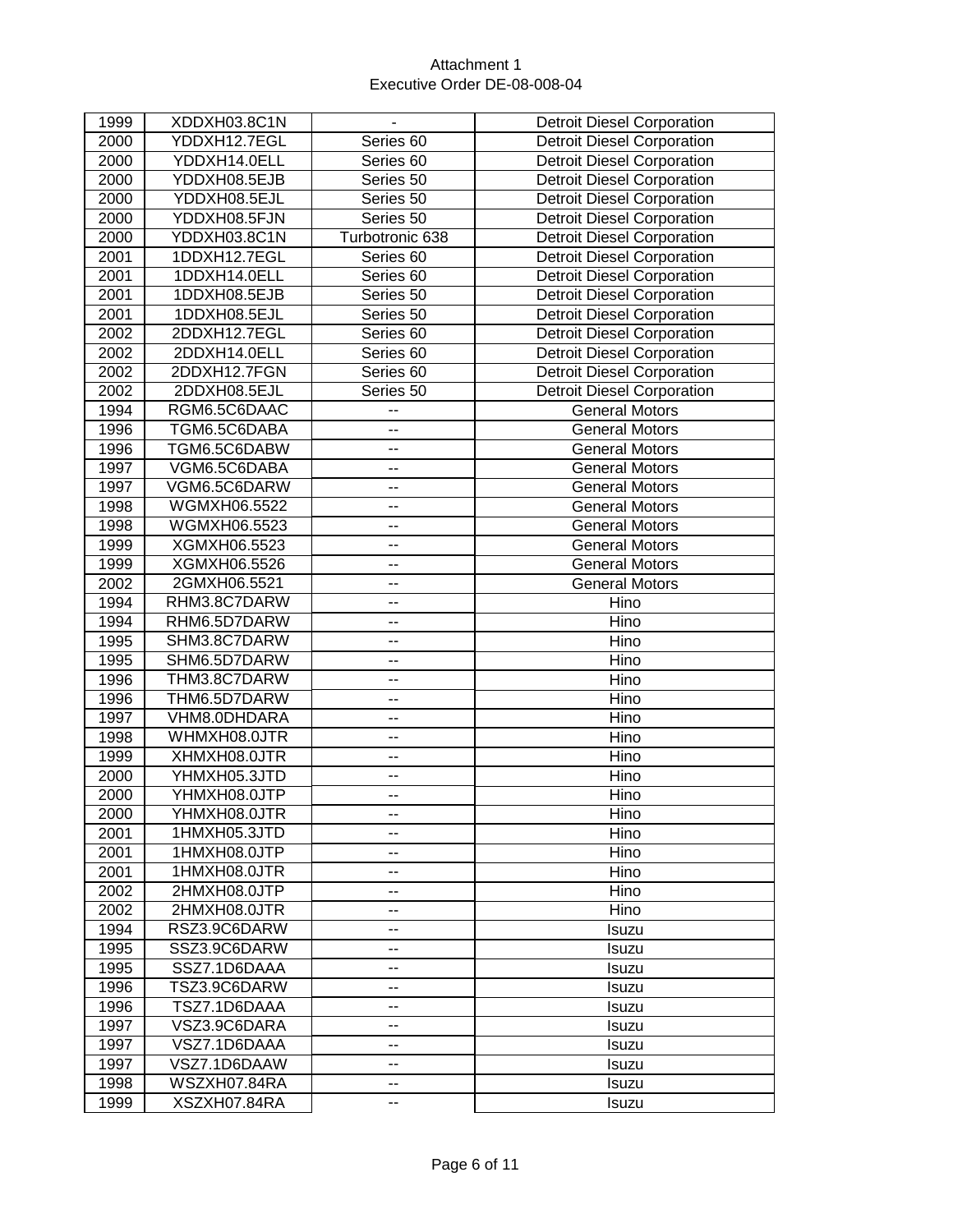Attachment 1
Executive Order DE-08-008-04

| 1999 | XDDXH03.8C1N | - | Detroit Diesel Corporation |
|---|---|---|---|
| 2000 | YDDXH12.7EGL | Series 60 | Detroit Diesel Corporation |
| 2000 | YDDXH14.0ELL | Series 60 | Detroit Diesel Corporation |
| 2000 | YDDXH08.5EJB | Series 50 | Detroit Diesel Corporation |
| 2000 | YDDXH08.5EJL | Series 50 | Detroit Diesel Corporation |
| 2000 | YDDXH08.5FJN | Series 50 | Detroit Diesel Corporation |
| 2000 | YDDXH03.8C1N | Turbotronic 638 | Detroit Diesel Corporation |
| 2001 | 1DDXH12.7EGL | Series 60 | Detroit Diesel Corporation |
| 2001 | 1DDXH14.0ELL | Series 60 | Detroit Diesel Corporation |
| 2001 | 1DDXH08.5EJB | Series 50 | Detroit Diesel Corporation |
| 2001 | 1DDXH08.5EJL | Series 50 | Detroit Diesel Corporation |
| 2002 | 2DDXH12.7EGL | Series 60 | Detroit Diesel Corporation |
| 2002 | 2DDXH14.0ELL | Series 60 | Detroit Diesel Corporation |
| 2002 | 2DDXH12.7FGN | Series 60 | Detroit Diesel Corporation |
| 2002 | 2DDXH08.5EJL | Series 50 | Detroit Diesel Corporation |
| 1994 | RGM6.5C6DAAC | -- | General Motors |
| 1996 | TGM6.5C6DABA | -- | General Motors |
| 1996 | TGM6.5C6DABW | -- | General Motors |
| 1997 | VGM6.5C6DABA | -- | General Motors |
| 1997 | VGM6.5C6DARW | -- | General Motors |
| 1998 | WGMXH06.5522 | -- | General Motors |
| 1998 | WGMXH06.5523 | -- | General Motors |
| 1999 | XGMXH06.5523 | -- | General Motors |
| 1999 | XGMXH06.5526 | -- | General Motors |
| 2002 | 2GMXH06.5521 | -- | General Motors |
| 1994 | RHM3.8C7DARW | -- | Hino |
| 1994 | RHM6.5D7DARW | -- | Hino |
| 1995 | SHM3.8C7DARW | -- | Hino |
| 1995 | SHM6.5D7DARW | -- | Hino |
| 1996 | THM3.8C7DARW | -- | Hino |
| 1996 | THM6.5D7DARW | -- | Hino |
| 1997 | VHM8.0DHDARA | -- | Hino |
| 1998 | WHMXH08.0JTR | -- | Hino |
| 1999 | XHMXH08.0JTR | -- | Hino |
| 2000 | YHMXH05.3JTD | -- | Hino |
| 2000 | YHMXH08.0JTP | -- | Hino |
| 2000 | YHMXH08.0JTR | -- | Hino |
| 2001 | 1HMXH05.3JTD | -- | Hino |
| 2001 | 1HMXH08.0JTP | -- | Hino |
| 2001 | 1HMXH08.0JTR | -- | Hino |
| 2002 | 2HMXH08.0JTP | -- | Hino |
| 2002 | 2HMXH08.0JTR | -- | Hino |
| 1994 | RSZ3.9C6DARW | -- | Isuzu |
| 1995 | SSZ3.9C6DARW | -- | Isuzu |
| 1995 | SSZ7.1D6DAAA | -- | Isuzu |
| 1996 | TSZ3.9C6DARW | -- | Isuzu |
| 1996 | TSZ7.1D6DAAA | -- | Isuzu |
| 1997 | VSZ3.9C6DARA | -- | Isuzu |
| 1997 | VSZ7.1D6DAAA | -- | Isuzu |
| 1997 | VSZ7.1D6DAAW | -- | Isuzu |
| 1998 | WSZXH07.84RA | -- | Isuzu |
| 1999 | XSZXH07.84RA | -- | Isuzu |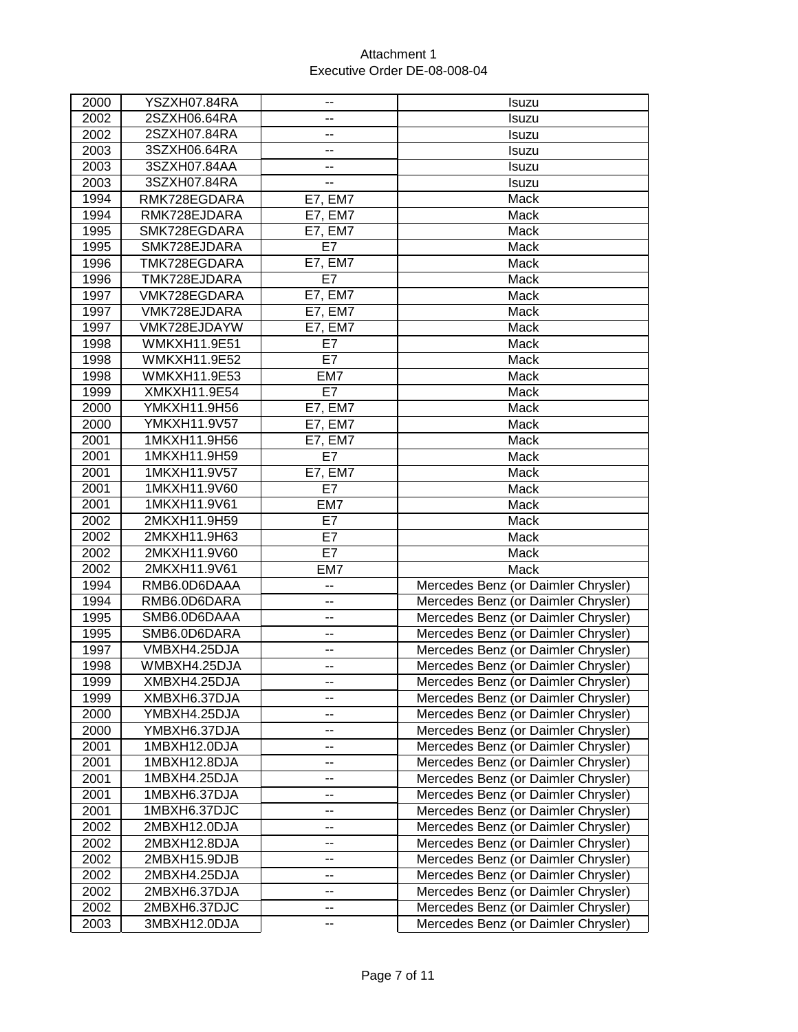Attachment 1
Executive Order DE-08-008-04

| | | | |
|---|---|---|---|
| 2000 | YSZXH07.84RA | -- | Isuzu |
| 2002 | 2SZXH06.64RA | -- | Isuzu |
| 2002 | 2SZXH07.84RA | -- | Isuzu |
| 2003 | 3SZXH06.64RA | -- | Isuzu |
| 2003 | 3SZXH07.84AA | -- | Isuzu |
| 2003 | 3SZXH07.84RA | -- | Isuzu |
| 1994 | RMK728EGDARA | E7, EM7 | Mack |
| 1994 | RMK728EJDARA | E7, EM7 | Mack |
| 1995 | SMK728EGDARA | E7, EM7 | Mack |
| 1995 | SMK728EJDARA | E7 | Mack |
| 1996 | TMK728EGDARA | E7, EM7 | Mack |
| 1996 | TMK728EJDARA | E7 | Mack |
| 1997 | VMK728EGDARA | E7, EM7 | Mack |
| 1997 | VMK728EJDARA | E7, EM7 | Mack |
| 1997 | VMK728EJDAYW | E7, EM7 | Mack |
| 1998 | WMKXH11.9E51 | E7 | Mack |
| 1998 | WMKXH11.9E52 | E7 | Mack |
| 1998 | WMKXH11.9E53 | EM7 | Mack |
| 1999 | XMKXH11.9E54 | E7 | Mack |
| 2000 | YMKXH11.9H56 | E7, EM7 | Mack |
| 2000 | YMKXH11.9V57 | E7, EM7 | Mack |
| 2001 | 1MKXH11.9H56 | E7, EM7 | Mack |
| 2001 | 1MKXH11.9H59 | E7 | Mack |
| 2001 | 1MKXH11.9V57 | E7, EM7 | Mack |
| 2001 | 1MKXH11.9V60 | E7 | Mack |
| 2001 | 1MKXH11.9V61 | EM7 | Mack |
| 2002 | 2MKXH11.9H59 | E7 | Mack |
| 2002 | 2MKXH11.9H63 | E7 | Mack |
| 2002 | 2MKXH11.9V60 | E7 | Mack |
| 2002 | 2MKXH11.9V61 | EM7 | Mack |
| 1994 | RMB6.0D6DAAA | -- | Mercedes Benz (or Daimler Chrysler) |
| 1994 | RMB6.0D6DARA | -- | Mercedes Benz (or Daimler Chrysler) |
| 1995 | SMB6.0D6DAAA | -- | Mercedes Benz (or Daimler Chrysler) |
| 1995 | SMB6.0D6DARA | -- | Mercedes Benz (or Daimler Chrysler) |
| 1997 | VMBXH4.25DJA | -- | Mercedes Benz (or Daimler Chrysler) |
| 1998 | WMBXH4.25DJA | -- | Mercedes Benz (or Daimler Chrysler) |
| 1999 | XMBXH4.25DJA | -- | Mercedes Benz (or Daimler Chrysler) |
| 1999 | XMBXH6.37DJA | -- | Mercedes Benz (or Daimler Chrysler) |
| 2000 | YMBXH4.25DJA | -- | Mercedes Benz (or Daimler Chrysler) |
| 2000 | YMBXH6.37DJA | -- | Mercedes Benz (or Daimler Chrysler) |
| 2001 | 1MBXH12.0DJA | -- | Mercedes Benz (or Daimler Chrysler) |
| 2001 | 1MBXH12.8DJA | -- | Mercedes Benz (or Daimler Chrysler) |
| 2001 | 1MBXH4.25DJA | -- | Mercedes Benz (or Daimler Chrysler) |
| 2001 | 1MBXH6.37DJA | -- | Mercedes Benz (or Daimler Chrysler) |
| 2001 | 1MBXH6.37DJC | -- | Mercedes Benz (or Daimler Chrysler) |
| 2002 | 2MBXH12.0DJA | -- | Mercedes Benz (or Daimler Chrysler) |
| 2002 | 2MBXH12.8DJA | -- | Mercedes Benz (or Daimler Chrysler) |
| 2002 | 2MBXH15.9DJB | -- | Mercedes Benz (or Daimler Chrysler) |
| 2002 | 2MBXH4.25DJA | -- | Mercedes Benz (or Daimler Chrysler) |
| 2002 | 2MBXH6.37DJA | -- | Mercedes Benz (or Daimler Chrysler) |
| 2002 | 2MBXH6.37DJC | -- | Mercedes Benz (or Daimler Chrysler) |
| 2003 | 3MBXH12.0DJA | -- | Mercedes Benz (or Daimler Chrysler) |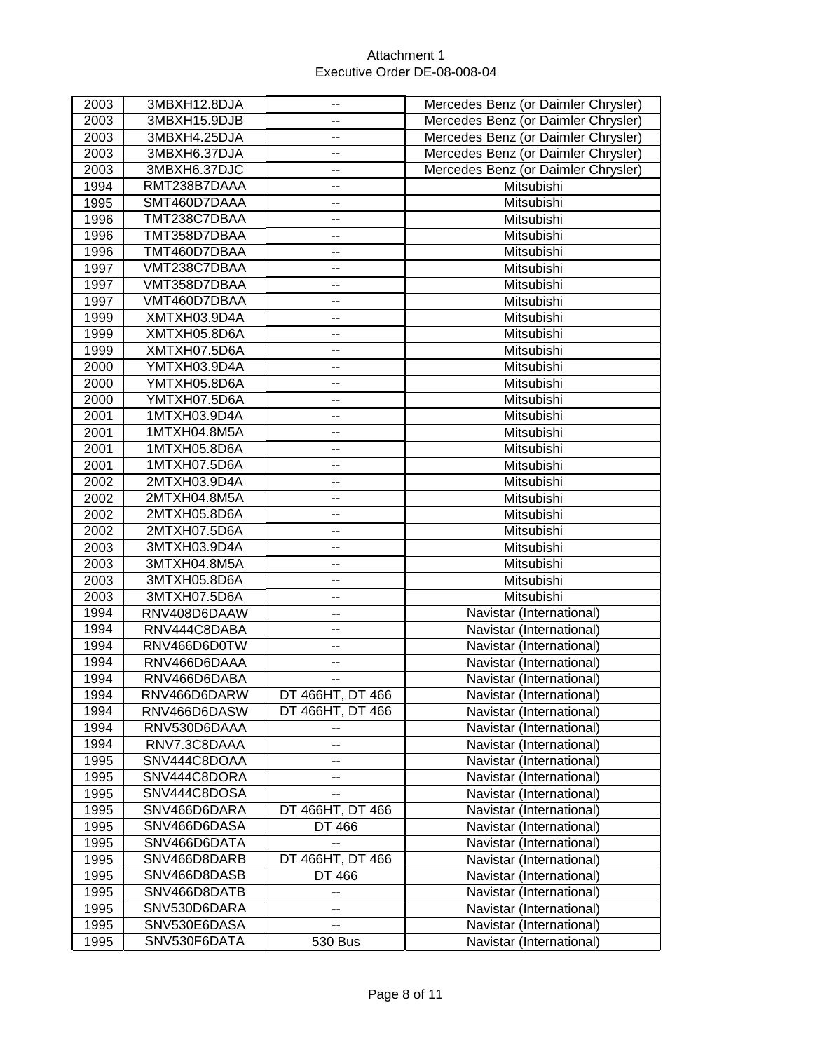Attachment 1
Executive Order DE-08-008-04

| | | | |
|---|---|---|---|
| 2003 | 3MBXH12.8DJA | -- | Mercedes Benz (or Daimler Chrysler) |
| 2003 | 3MBXH15.9DJB | -- | Mercedes Benz (or Daimler Chrysler) |
| 2003 | 3MBXH4.25DJA | -- | Mercedes Benz (or Daimler Chrysler) |
| 2003 | 3MBXH6.37DJA | -- | Mercedes Benz (or Daimler Chrysler) |
| 2003 | 3MBXH6.37DJC | -- | Mercedes Benz (or Daimler Chrysler) |
| 1994 | RMT238B7DAAA | -- | Mitsubishi |
| 1995 | SMT460D7DAAA | -- | Mitsubishi |
| 1996 | TMT238C7DBAA | -- | Mitsubishi |
| 1996 | TMT358D7DBAA | -- | Mitsubishi |
| 1996 | TMT460D7DBAA | -- | Mitsubishi |
| 1997 | VMT238C7DBAA | -- | Mitsubishi |
| 1997 | VMT358D7DBAA | -- | Mitsubishi |
| 1997 | VMT460D7DBAA | -- | Mitsubishi |
| 1999 | XMTXH03.9D4A | -- | Mitsubishi |
| 1999 | XMTXH05.8D6A | -- | Mitsubishi |
| 1999 | XMTXH07.5D6A | -- | Mitsubishi |
| 2000 | YMTXH03.9D4A | -- | Mitsubishi |
| 2000 | YMTXH05.8D6A | -- | Mitsubishi |
| 2000 | YMTXH07.5D6A | -- | Mitsubishi |
| 2001 | 1MTXH03.9D4A | -- | Mitsubishi |
| 2001 | 1MTXH04.8M5A | -- | Mitsubishi |
| 2001 | 1MTXH05.8D6A | -- | Mitsubishi |
| 2001 | 1MTXH07.5D6A | -- | Mitsubishi |
| 2002 | 2MTXH03.9D4A | -- | Mitsubishi |
| 2002 | 2MTXH04.8M5A | -- | Mitsubishi |
| 2002 | 2MTXH05.8D6A | -- | Mitsubishi |
| 2002 | 2MTXH07.5D6A | -- | Mitsubishi |
| 2003 | 3MTXH03.9D4A | -- | Mitsubishi |
| 2003 | 3MTXH04.8M5A | -- | Mitsubishi |
| 2003 | 3MTXH05.8D6A | -- | Mitsubishi |
| 2003 | 3MTXH07.5D6A | -- | Mitsubishi |
| 1994 | RNV408D6DAAW | -- | Navistar (International) |
| 1994 | RNV444C8DABA | -- | Navistar (International) |
| 1994 | RNV466D6D0TW | -- | Navistar (International) |
| 1994 | RNV466D6DAAA | -- | Navistar (International) |
| 1994 | RNV466D6DABA | -- | Navistar (International) |
| 1994 | RNV466D6DARW | DT 466HT, DT 466 | Navistar (International) |
| 1994 | RNV466D6DASW | DT 466HT, DT 466 | Navistar (International) |
| 1994 | RNV530D6DAAA | -- | Navistar (International) |
| 1994 | RNV7.3C8DAAA | -- | Navistar (International) |
| 1995 | SNV444C8DOAA | -- | Navistar (International) |
| 1995 | SNV444C8DORA | -- | Navistar (International) |
| 1995 | SNV444C8DOSA | -- | Navistar (International) |
| 1995 | SNV466D6DARA | DT 466HT, DT 466 | Navistar (International) |
| 1995 | SNV466D6DASA | DT 466 | Navistar (International) |
| 1995 | SNV466D6DATA | -- | Navistar (International) |
| 1995 | SNV466D8DARB | DT 466HT, DT 466 | Navistar (International) |
| 1995 | SNV466D8DASB | DT 466 | Navistar (International) |
| 1995 | SNV466D8DATB | -- | Navistar (International) |
| 1995 | SNV530D6DARA | -- | Navistar (International) |
| 1995 | SNV530E6DASA | -- | Navistar (International) |
| 1995 | SNV530F6DATA | 530 Bus | Navistar (International) |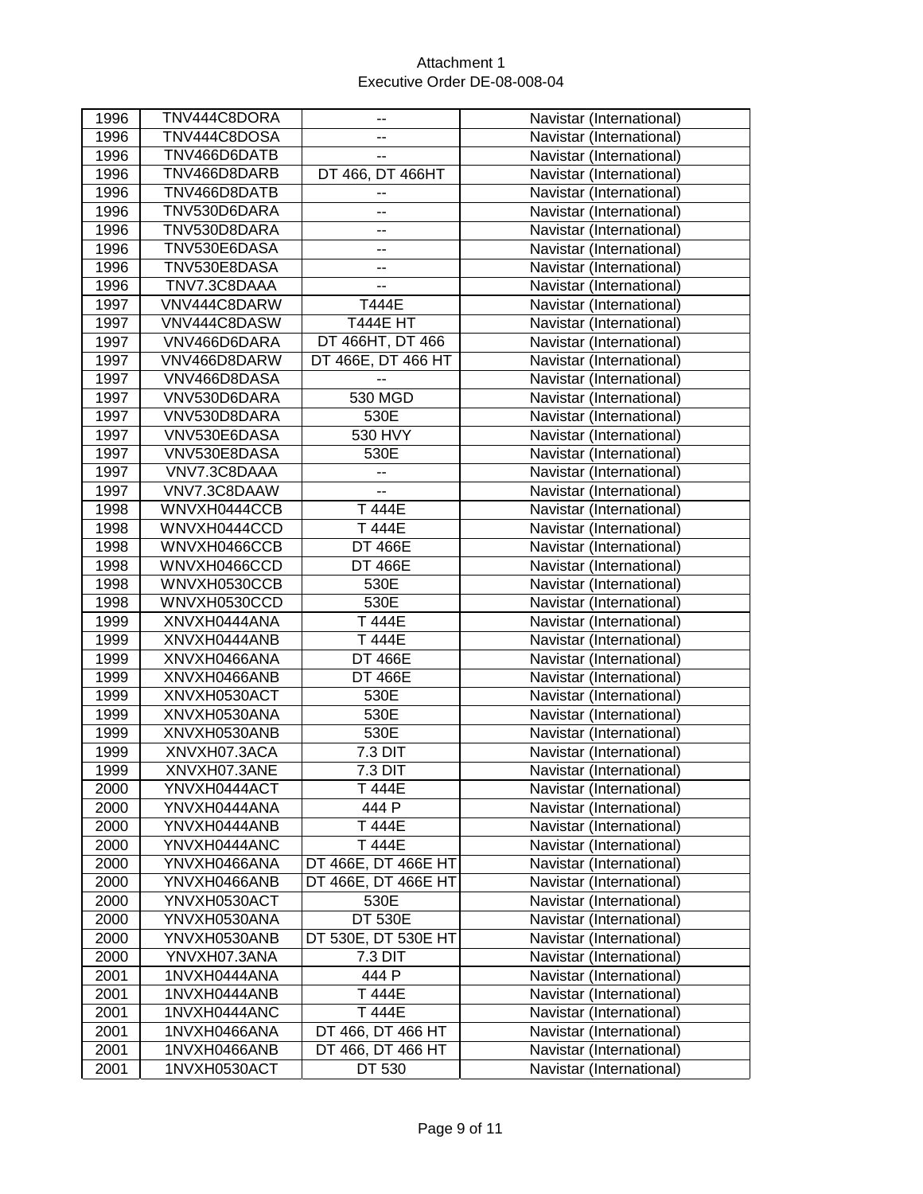Attachment 1
Executive Order DE-08-008-04

| | | | |
|---|---|---|---|
| 1996 | TNV444C8DORA | -- | Navistar (International) |
| 1996 | TNV444C8DOSA | -- | Navistar (International) |
| 1996 | TNV466D6DATB | -- | Navistar (International) |
| 1996 | TNV466D8DARB | DT 466, DT 466HT | Navistar (International) |
| 1996 | TNV466D8DATB | -- | Navistar (International) |
| 1996 | TNV530D6DARA | -- | Navistar (International) |
| 1996 | TNV530D8DARA | -- | Navistar (International) |
| 1996 | TNV530E6DASA | -- | Navistar (International) |
| 1996 | TNV530E8DASA | -- | Navistar (International) |
| 1996 | TNV7.3C8DAAA | -- | Navistar (International) |
| 1997 | VNV444C8DARW | T444E | Navistar (International) |
| 1997 | VNV444C8DASW | T444E HT | Navistar (International) |
| 1997 | VNV466D6DARA | DT 466HT, DT 466 | Navistar (International) |
| 1997 | VNV466D8DARW | DT 466E, DT 466 HT | Navistar (International) |
| 1997 | VNV466D8DASA | -- | Navistar (International) |
| 1997 | VNV530D6DARA | 530 MGD | Navistar (International) |
| 1997 | VNV530D8DARA | 530E | Navistar (International) |
| 1997 | VNV530E6DASA | 530 HVY | Navistar (International) |
| 1997 | VNV530E8DASA | 530E | Navistar (International) |
| 1997 | VNV7.3C8DAAA | -- | Navistar (International) |
| 1997 | VNV7.3C8DAAW | -- | Navistar (International) |
| 1998 | WNVXH0444CCB | T 444E | Navistar (International) |
| 1998 | WNVXH0444CCD | T 444E | Navistar (International) |
| 1998 | WNVXH0466CCB | DT 466E | Navistar (International) |
| 1998 | WNVXH0466CCD | DT 466E | Navistar (International) |
| 1998 | WNVXH0530CCB | 530E | Navistar (International) |
| 1998 | WNVXH0530CCD | 530E | Navistar (International) |
| 1999 | XNVXH0444ANA | T 444E | Navistar (International) |
| 1999 | XNVXH0444ANB | T 444E | Navistar (International) |
| 1999 | XNVXH0466ANA | DT 466E | Navistar (International) |
| 1999 | XNVXH0466ANB | DT 466E | Navistar (International) |
| 1999 | XNVXH0530ACT | 530E | Navistar (International) |
| 1999 | XNVXH0530ANA | 530E | Navistar (International) |
| 1999 | XNVXH0530ANB | 530E | Navistar (International) |
| 1999 | XNVXH07.3ACA | 7.3 DIT | Navistar (International) |
| 1999 | XNVXH07.3ANE | 7.3 DIT | Navistar (International) |
| 2000 | YNVXH0444ACT | T 444E | Navistar (International) |
| 2000 | YNVXH0444ANA | 444 P | Navistar (International) |
| 2000 | YNVXH0444ANB | T 444E | Navistar (International) |
| 2000 | YNVXH0444ANC | T 444E | Navistar (International) |
| 2000 | YNVXH0466ANA | DT 466E, DT 466E HT | Navistar (International) |
| 2000 | YNVXH0466ANB | DT 466E, DT 466E HT | Navistar (International) |
| 2000 | YNVXH0530ACT | 530E | Navistar (International) |
| 2000 | YNVXH0530ANA | DT 530E | Navistar (International) |
| 2000 | YNVXH0530ANB | DT 530E, DT 530E HT | Navistar (International) |
| 2000 | YNVXH07.3ANA | 7.3 DIT | Navistar (International) |
| 2001 | 1NVXH0444ANA | 444 P | Navistar (International) |
| 2001 | 1NVXH0444ANB | T 444E | Navistar (International) |
| 2001 | 1NVXH0444ANC | T 444E | Navistar (International) |
| 2001 | 1NVXH0466ANA | DT 466, DT 466 HT | Navistar (International) |
| 2001 | 1NVXH0466ANB | DT 466, DT 466 HT | Navistar (International) |
| 2001 | 1NVXH0530ACT | DT 530 | Navistar (International) |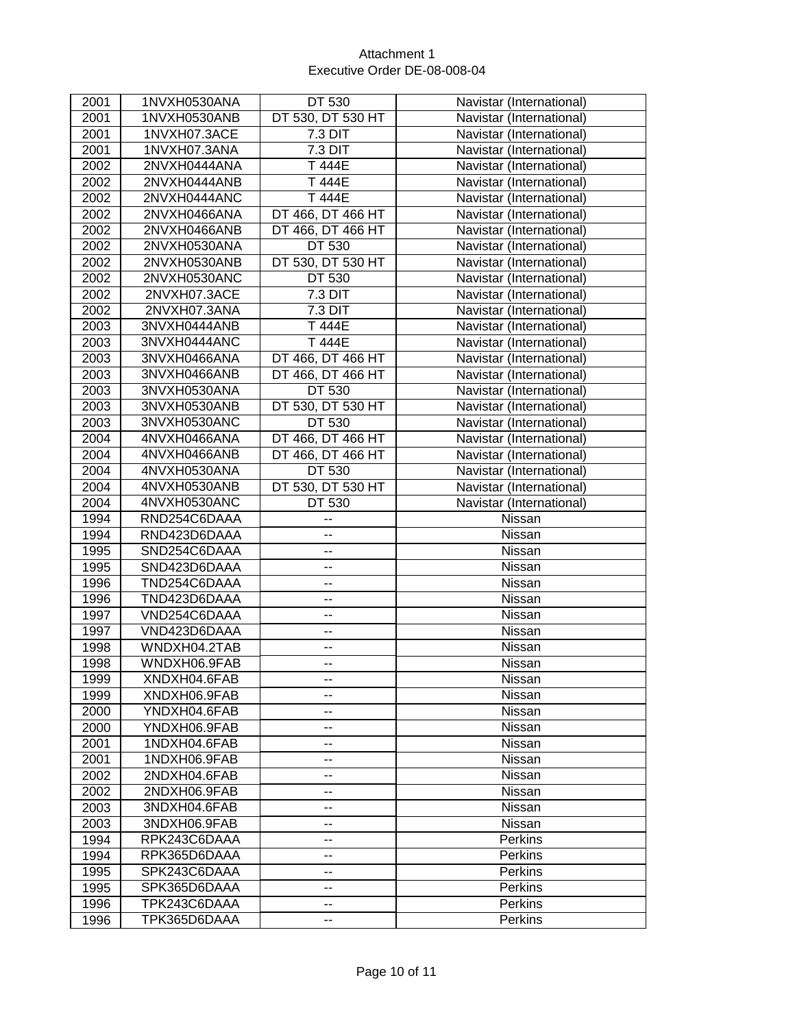Attachment 1
Executive Order DE-08-008-04

| 2001 | 1NVXH0530ANA | DT 530 | Navistar (International) |
|---|---|---|---|
| 2001 | 1NVXH0530ANB | DT 530, DT 530 HT | Navistar (International) |
| 2001 | 1NVXH07.3ACE | 7.3 DIT | Navistar (International) |
| 2001 | 1NVXH07.3ANA | 7.3 DIT | Navistar (International) |
| 2002 | 2NVXH0444ANA | T 444E | Navistar (International) |
| 2002 | 2NVXH0444ANB | T 444E | Navistar (International) |
| 2002 | 2NVXH0444ANC | T 444E | Navistar (International) |
| 2002 | 2NVXH0466ANA | DT 466, DT 466 HT | Navistar (International) |
| 2002 | 2NVXH0466ANB | DT 466, DT 466 HT | Navistar (International) |
| 2002 | 2NVXH0530ANA | DT 530 | Navistar (International) |
| 2002 | 2NVXH0530ANB | DT 530, DT 530 HT | Navistar (International) |
| 2002 | 2NVXH0530ANC | DT 530 | Navistar (International) |
| 2002 | 2NVXH07.3ACE | 7.3 DIT | Navistar (International) |
| 2002 | 2NVXH07.3ANA | 7.3 DIT | Navistar (International) |
| 2003 | 3NVXH0444ANB | T 444E | Navistar (International) |
| 2003 | 3NVXH0444ANC | T 444E | Navistar (International) |
| 2003 | 3NVXH0466ANA | DT 466, DT 466 HT | Navistar (International) |
| 2003 | 3NVXH0466ANB | DT 466, DT 466 HT | Navistar (International) |
| 2003 | 3NVXH0530ANA | DT 530 | Navistar (International) |
| 2003 | 3NVXH0530ANB | DT 530, DT 530 HT | Navistar (International) |
| 2003 | 3NVXH0530ANC | DT 530 | Navistar (International) |
| 2004 | 4NVXH0466ANA | DT 466, DT 466 HT | Navistar (International) |
| 2004 | 4NVXH0466ANB | DT 466, DT 466 HT | Navistar (International) |
| 2004 | 4NVXH0530ANA | DT 530 | Navistar (International) |
| 2004 | 4NVXH0530ANB | DT 530, DT 530 HT | Navistar (International) |
| 2004 | 4NVXH0530ANC | DT 530 | Navistar (International) |
| 1994 | RND254C6DAAA | -- | Nissan |
| 1994 | RND423D6DAAA | -- | Nissan |
| 1995 | SND254C6DAAA | -- | Nissan |
| 1995 | SND423D6DAAA | -- | Nissan |
| 1996 | TND254C6DAAA | -- | Nissan |
| 1996 | TND423D6DAAA | -- | Nissan |
| 1997 | VND254C6DAAA | -- | Nissan |
| 1997 | VND423D6DAAA | -- | Nissan |
| 1998 | WNDXH04.2TAB | -- | Nissan |
| 1998 | WNDXH06.9FAB | -- | Nissan |
| 1999 | XNDXH04.6FAB | -- | Nissan |
| 1999 | XNDXH06.9FAB | -- | Nissan |
| 2000 | YNDXH04.6FAB | -- | Nissan |
| 2000 | YNDXH06.9FAB | -- | Nissan |
| 2001 | 1NDXH04.6FAB | -- | Nissan |
| 2001 | 1NDXH06.9FAB | -- | Nissan |
| 2002 | 2NDXH04.6FAB | -- | Nissan |
| 2002 | 2NDXH06.9FAB | -- | Nissan |
| 2003 | 3NDXH04.6FAB | -- | Nissan |
| 2003 | 3NDXH06.9FAB | -- | Nissan |
| 1994 | RPK243C6DAAA | -- | Perkins |
| 1994 | RPK365D6DAAA | -- | Perkins |
| 1995 | SPK243C6DAAA | -- | Perkins |
| 1995 | SPK365D6DAAA | -- | Perkins |
| 1996 | TPK243C6DAAA | -- | Perkins |
| 1996 | TPK365D6DAAA | -- | Perkins |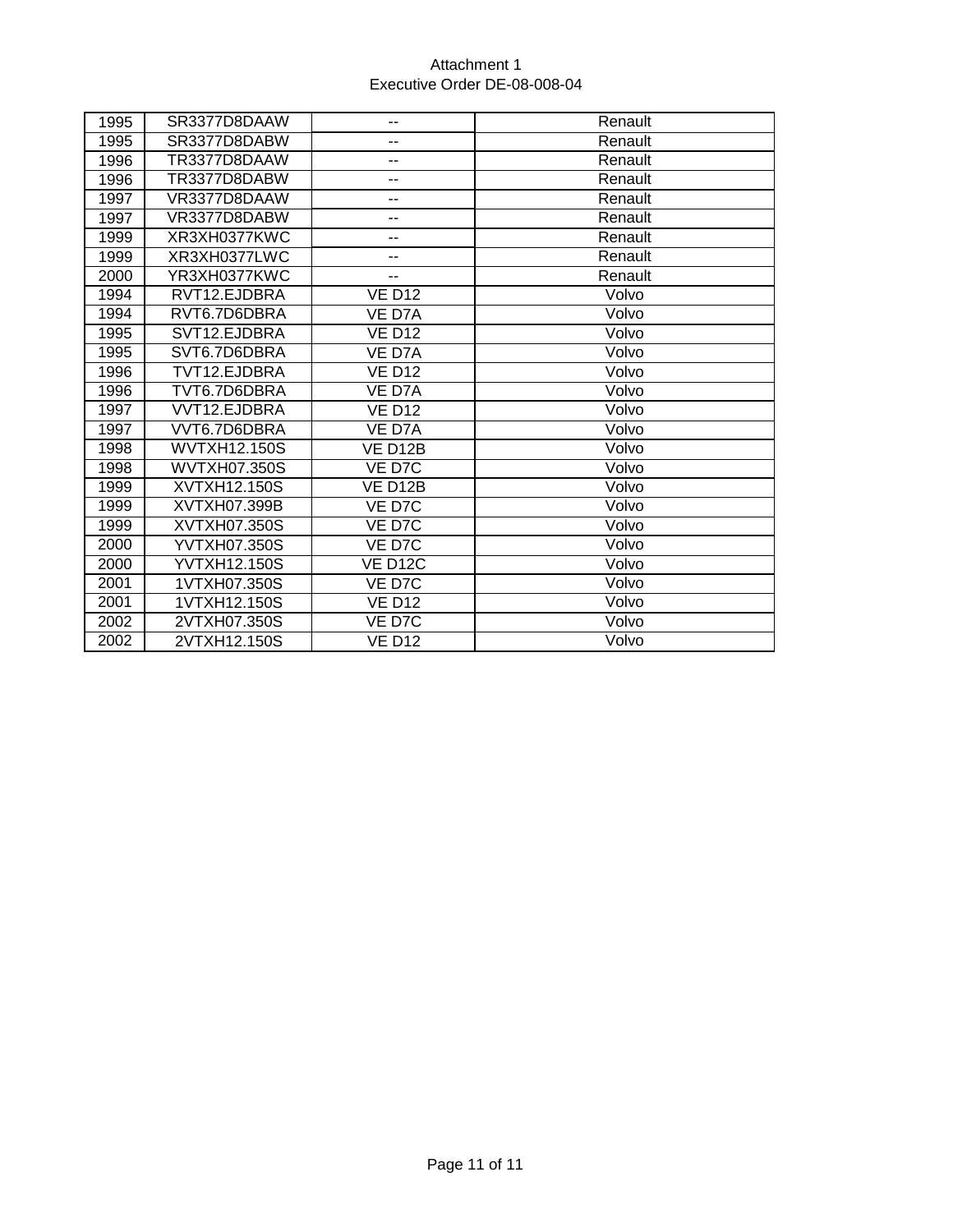Attachment 1
Executive Order DE-08-008-04

| | | | |
|---|---|---|---|
| 1995 | SR3377D8DAAW | -- | Renault |
| 1995 | SR3377D8DABW | -- | Renault |
| 1996 | TR3377D8DAAW | -- | Renault |
| 1996 | TR3377D8DABW | -- | Renault |
| 1997 | VR3377D8DAAW | -- | Renault |
| 1997 | VR3377D8DABW | -- | Renault |
| 1999 | XR3XH0377KWC | -- | Renault |
| 1999 | XR3XH0377LWC | -- | Renault |
| 2000 | YR3XH0377KWC | -- | Renault |
| 1994 | RVT12.EJDBRA | VE D12 | Volvo |
| 1994 | RVT6.7D6DBRA | VE D7A | Volvo |
| 1995 | SVT12.EJDBRA | VE D12 | Volvo |
| 1995 | SVT6.7D6DBRA | VE D7A | Volvo |
| 1996 | TVT12.EJDBRA | VE D12 | Volvo |
| 1996 | TVT6.7D6DBRA | VE D7A | Volvo |
| 1997 | VVT12.EJDBRA | VE D12 | Volvo |
| 1997 | VVT6.7D6DBRA | VE D7A | Volvo |
| 1998 | WVTXH12.150S | VE D12B | Volvo |
| 1998 | WVTXH07.350S | VE D7C | Volvo |
| 1999 | XVTXH12.150S | VE D12B | Volvo |
| 1999 | XVTXH07.399B | VE D7C | Volvo |
| 1999 | XVTXH07.350S | VE D7C | Volvo |
| 2000 | YVTXH07.350S | VE D7C | Volvo |
| 2000 | YVTXH12.150S | VE D12C | Volvo |
| 2001 | 1VTXH07.350S | VE D7C | Volvo |
| 2001 | 1VTXH12.150S | VE D12 | Volvo |
| 2002 | 2VTXH07.350S | VE D7C | Volvo |
| 2002 | 2VTXH12.150S | VE D12 | Volvo |